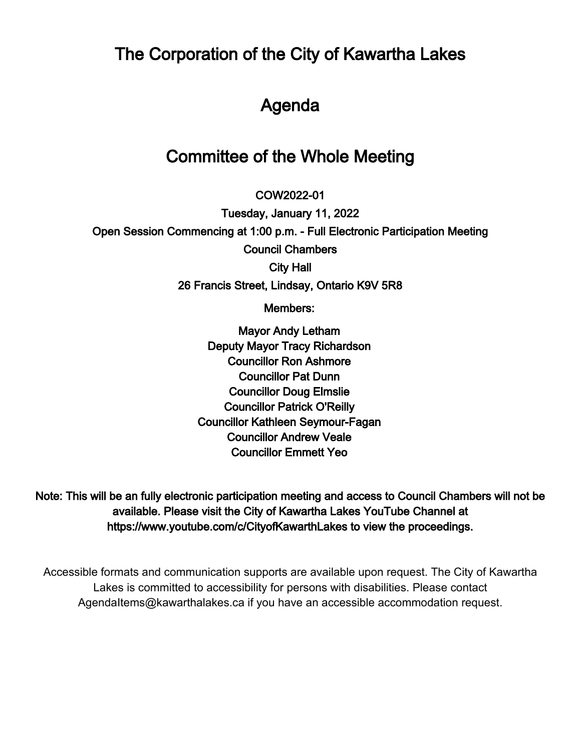# The Corporation of the City of Kawartha Lakes

# Agenda

# Committee of the Whole Meeting

**COW2022-01**

**Tuesday, January 11, 2022**

**Open Session Commencing at 1:00 p.m. - Full Electronic Participation Meeting**

**Council Chambers**

**City Hall**

**26 Francis Street, Lindsay, Ontario K9V 5R8**

**Members:**

**Mayor Andy Letham**
**Deputy Mayor Tracy Richardson**
**Councillor Ron Ashmore**
**Councillor Pat Dunn**
**Councillor Doug Elmslie**
**Councillor Patrick O'Reilly**
**Councillor Kathleen Seymour-Fagan**
**Councillor Andrew Veale**
**Councillor Emmett Yeo**

**Note: This will be an fully electronic participation meeting and access to Council Chambers will not be available. Please visit the City of Kawartha Lakes YouTube Channel at https://www.youtube.com/c/CityofKawarthLakes to view the proceedings.**

Accessible formats and communication supports are available upon request. The City of Kawartha Lakes is committed to accessibility for persons with disabilities. Please contact AgendaItems@kawarthalakes.ca if you have an accessible accommodation request.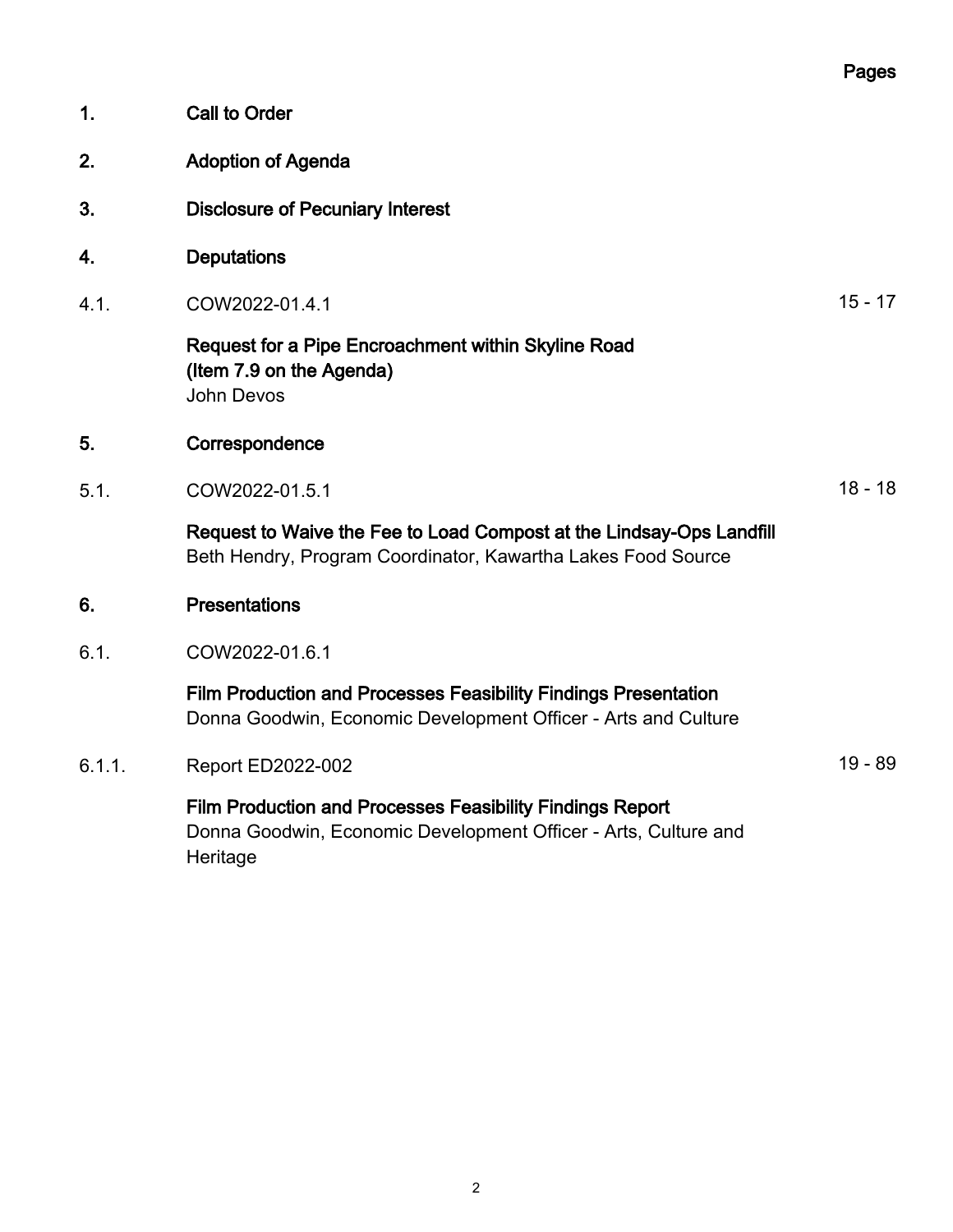Pages

**1. Call to Order**

**2. Adoption of Agenda**

**3. Disclosure of Pecuniary Interest**

**4. Deputations**

4.1. COW2022-01.4.1 — 15 - 17

**Request for a Pipe Encroachment within Skyline Road (Item 7.9 on the Agenda)**
John Devos

**5. Correspondence**

5.1. COW2022-01.5.1 — 18 - 18

**Request to Waive the Fee to Load Compost at the Lindsay-Ops Landfill**
Beth Hendry, Program Coordinator, Kawartha Lakes Food Source

**6. Presentations**

6.1. COW2022-01.6.1

**Film Production and Processes Feasibility Findings Presentation**
Donna Goodwin, Economic Development Officer - Arts and Culture

6.1.1. Report ED2022-002 — 19 - 89

**Film Production and Processes Feasibility Findings Report**
Donna Goodwin, Economic Development Officer - Arts, Culture and Heritage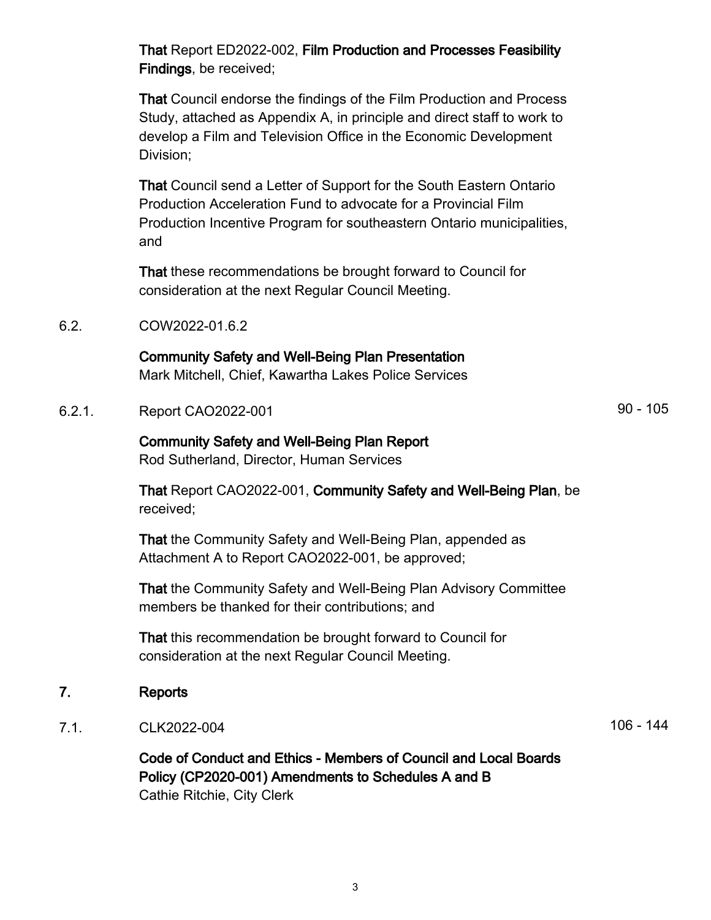**That** Report ED2022-002, **Film Production and Processes Feasibility Findings**, be received;

**That** Council endorse the findings of the Film Production and Process Study, attached as Appendix A, in principle and direct staff to work to develop a Film and Television Office in the Economic Development Division;

**That** Council send a Letter of Support for the South Eastern Ontario Production Acceleration Fund to advocate for a Provincial Film Production Incentive Program for southeastern Ontario municipalities, and

**That** these recommendations be brought forward to Council for consideration at the next Regular Council Meeting.

6.2. COW2022-01.6.2

**Community Safety and Well-Being Plan Presentation**
Mark Mitchell, Chief, Kawartha Lakes Police Services

6.2.1. Report CAO2022-001 — 90 - 105

**Community Safety and Well-Being Plan Report**
Rod Sutherland, Director, Human Services

**That** Report CAO2022-001, **Community Safety and Well-Being Plan**, be received;

**That** the Community Safety and Well-Being Plan, appended as Attachment A to Report CAO2022-001, be approved;

**That** the Community Safety and Well-Being Plan Advisory Committee members be thanked for their contributions; and

**That** this recommendation be brought forward to Council for consideration at the next Regular Council Meeting.

## 7. Reports

7.1. CLK2022-004 — 106 - 144

**Code of Conduct and Ethics - Members of Council and Local Boards Policy (CP2020-001) Amendments to Schedules A and B**
Cathie Ritchie, City Clerk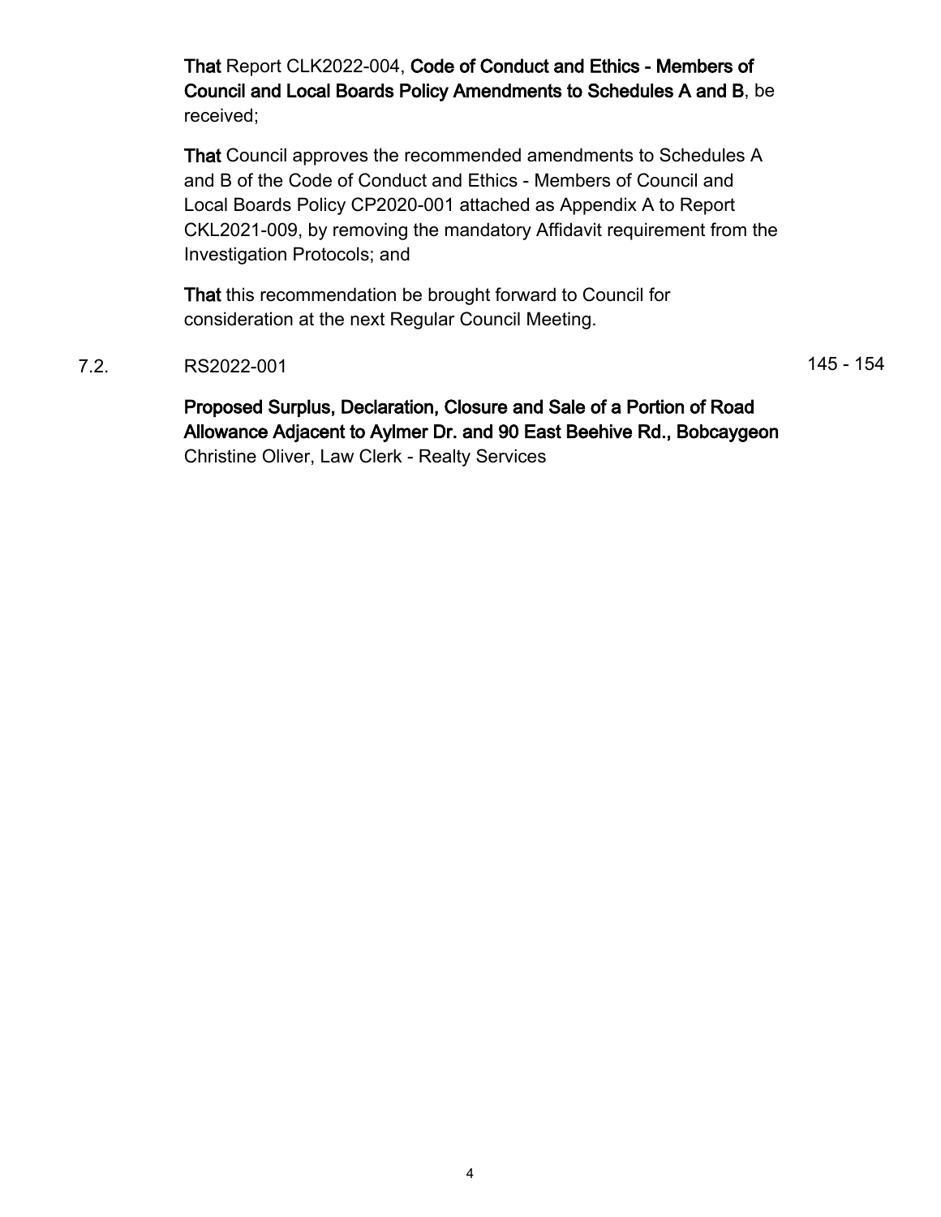**That** Report CLK2022-004, **Code of Conduct and Ethics - Members of Council and Local Boards Policy Amendments to Schedules A and B**, be received;

**That** Council approves the recommended amendments to Schedules A and B of the Code of Conduct and Ethics - Members of Council and Local Boards Policy CP2020-001 attached as Appendix A to Report CKL2021-009, by removing the mandatory Affidavit requirement from the Investigation Protocols; and

**That** this recommendation be brought forward to Council for consideration at the next Regular Council Meeting.

7.2. RS2022-001 145 - 154

**Proposed Surplus, Declaration, Closure and Sale of a Portion of Road Allowance Adjacent to Aylmer Dr. and 90 East Beehive Rd., Bobcaygeon**
Christine Oliver, Law Clerk - Realty Services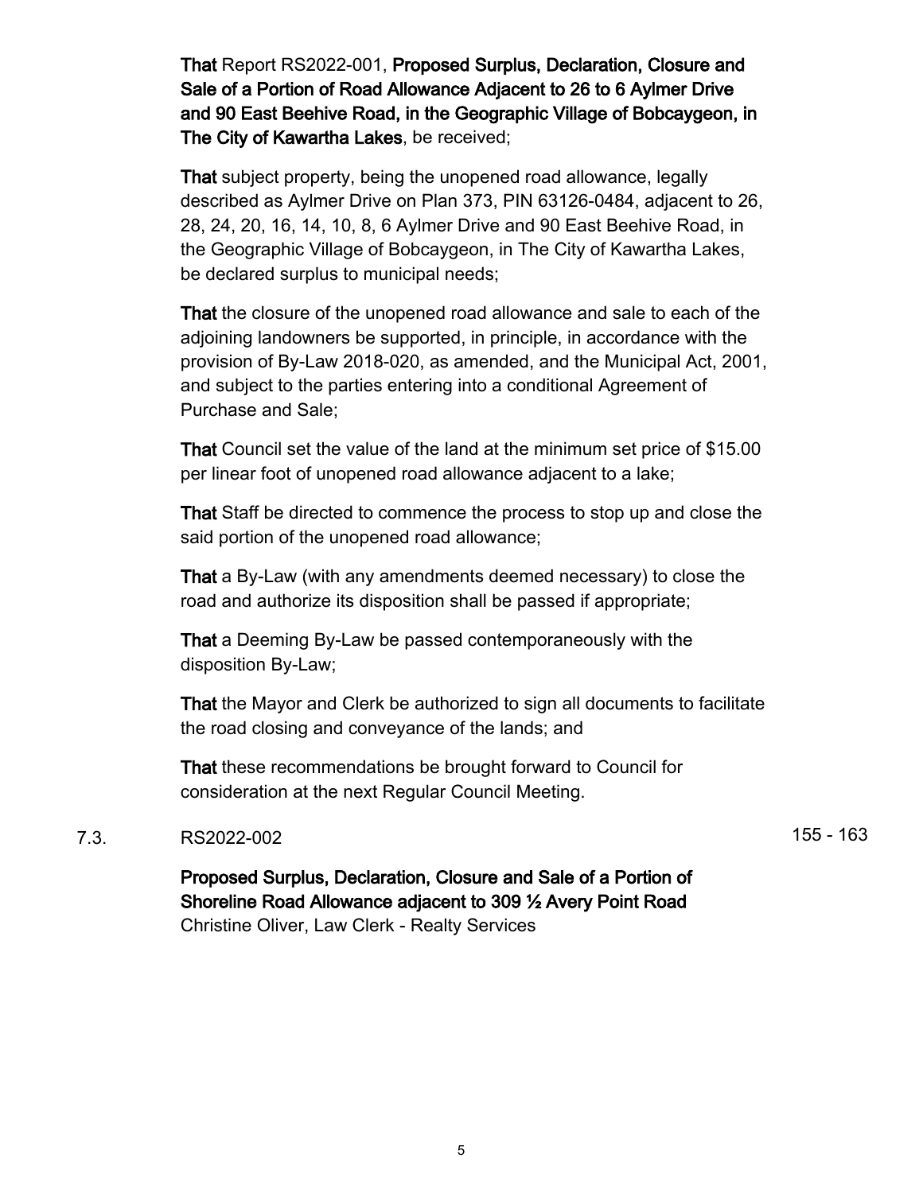**That** Report RS2022-001, **Proposed Surplus, Declaration, Closure and Sale of a Portion of Road Allowance Adjacent to 26 to 6 Aylmer Drive and 90 East Beehive Road, in the Geographic Village of Bobcaygeon, in The City of Kawartha Lakes**, be received;

**That** subject property, being the unopened road allowance, legally described as Aylmer Drive on Plan 373, PIN 63126-0484, adjacent to 26, 28, 24, 20, 16, 14, 10, 8, 6 Aylmer Drive and 90 East Beehive Road, in the Geographic Village of Bobcaygeon, in The City of Kawartha Lakes, be declared surplus to municipal needs;

**That** the closure of the unopened road allowance and sale to each of the adjoining landowners be supported, in principle, in accordance with the provision of By-Law 2018-020, as amended, and the Municipal Act, 2001, and subject to the parties entering into a conditional Agreement of Purchase and Sale;

**That** Council set the value of the land at the minimum set price of $15.00 per linear foot of unopened road allowance adjacent to a lake;

**That** Staff be directed to commence the process to stop up and close the said portion of the unopened road allowance;

**That** a By-Law (with any amendments deemed necessary) to close the road and authorize its disposition shall be passed if appropriate;

**That** a Deeming By-Law be passed contemporaneously with the disposition By-Law;

**That** the Mayor and Clerk be authorized to sign all documents to facilitate the road closing and conveyance of the lands; and

**That** these recommendations be brought forward to Council for consideration at the next Regular Council Meeting.

7.3. RS2022-002 155 - 163

**Proposed Surplus, Declaration, Closure and Sale of a Portion of Shoreline Road Allowance adjacent to 309 ½ Avery Point Road**
Christine Oliver, Law Clerk - Realty Services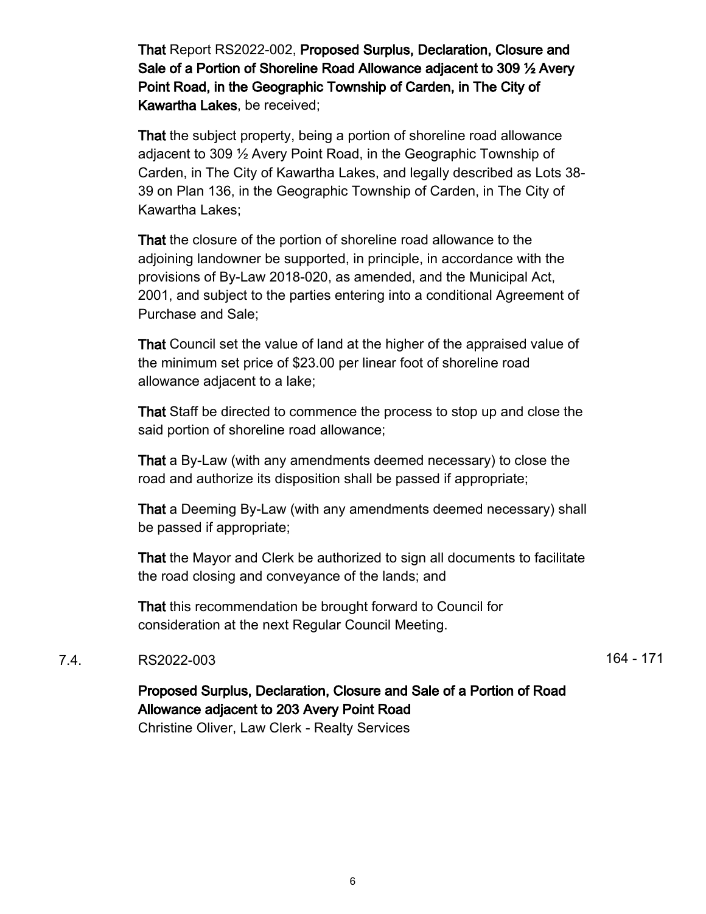**That** Report RS2022-002, **Proposed Surplus, Declaration, Closure and Sale of a Portion of Shoreline Road Allowance adjacent to 309 ½ Avery Point Road, in the Geographic Township of Carden, in The City of Kawartha Lakes**, be received;

**That** the subject property, being a portion of shoreline road allowance adjacent to 309 ½ Avery Point Road, in the Geographic Township of Carden, in The City of Kawartha Lakes, and legally described as Lots 38-39 on Plan 136, in the Geographic Township of Carden, in The City of Kawartha Lakes;

**That** the closure of the portion of shoreline road allowance to the adjoining landowner be supported, in principle, in accordance with the provisions of By-Law 2018-020, as amended, and the Municipal Act, 2001, and subject to the parties entering into a conditional Agreement of Purchase and Sale;

**That** Council set the value of land at the higher of the appraised value of the minimum set price of $23.00 per linear foot of shoreline road allowance adjacent to a lake;

**That** Staff be directed to commence the process to stop up and close the said portion of shoreline road allowance;

**That** a By-Law (with any amendments deemed necessary) to close the road and authorize its disposition shall be passed if appropriate;

**That** a Deeming By-Law (with any amendments deemed necessary) shall be passed if appropriate;

**That** the Mayor and Clerk be authorized to sign all documents to facilitate the road closing and conveyance of the lands; and

**That** this recommendation be brought forward to Council for consideration at the next Regular Council Meeting.

7.4. RS2022-003 164 - 171

**Proposed Surplus, Declaration, Closure and Sale of a Portion of Road Allowance adjacent to 203 Avery Point Road**
Christine Oliver, Law Clerk - Realty Services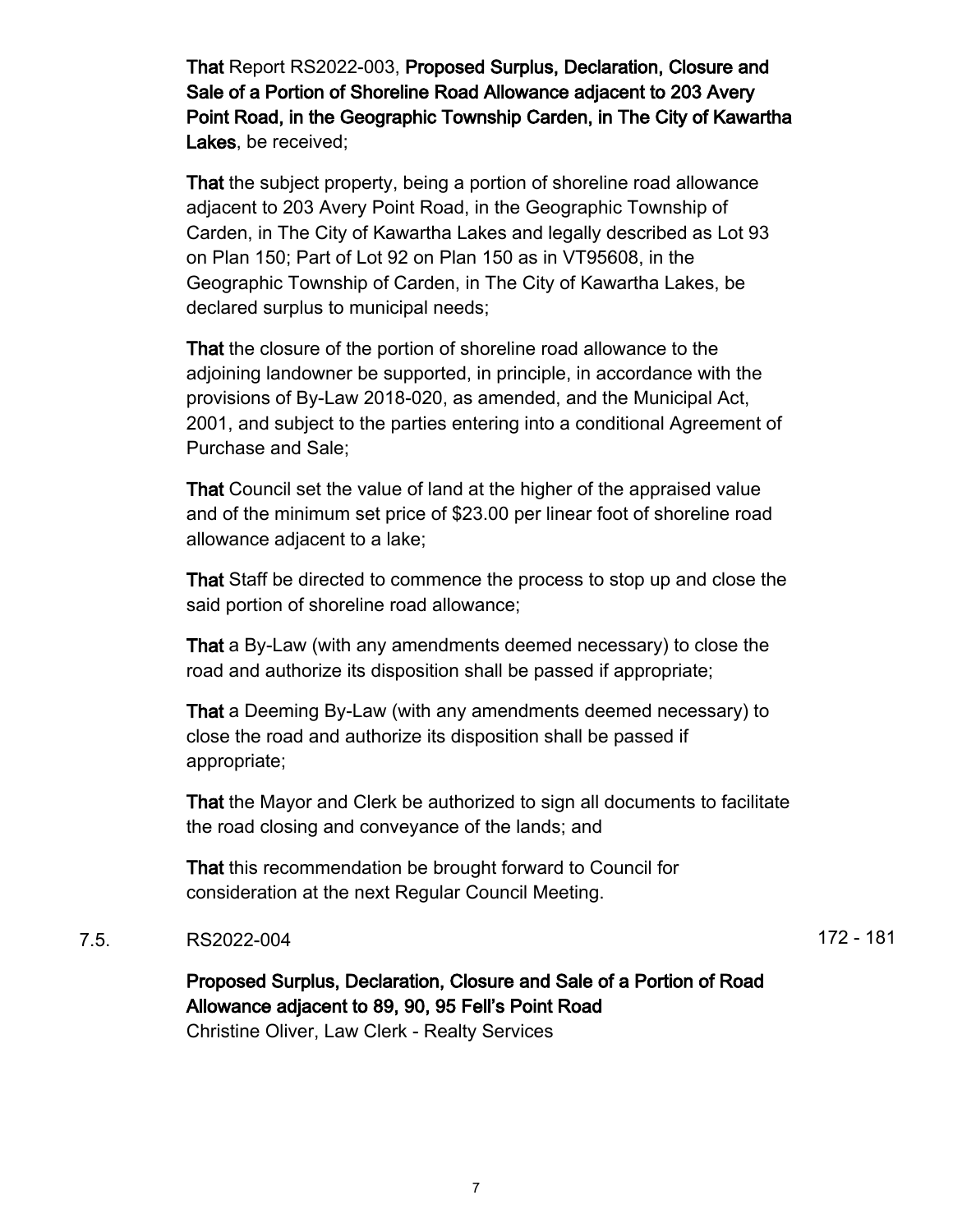**That** Report RS2022-003, **Proposed Surplus, Declaration, Closure and Sale of a Portion of Shoreline Road Allowance adjacent to 203 Avery Point Road, in the Geographic Township Carden, in The City of Kawartha Lakes**, be received;

**That** the subject property, being a portion of shoreline road allowance adjacent to 203 Avery Point Road, in the Geographic Township of Carden, in The City of Kawartha Lakes and legally described as Lot 93 on Plan 150; Part of Lot 92 on Plan 150 as in VT95608, in the Geographic Township of Carden, in The City of Kawartha Lakes, be declared surplus to municipal needs;

**That** the closure of the portion of shoreline road allowance to the adjoining landowner be supported, in principle, in accordance with the provisions of By-Law 2018-020, as amended, and the Municipal Act, 2001, and subject to the parties entering into a conditional Agreement of Purchase and Sale;

**That** Council set the value of land at the higher of the appraised value and of the minimum set price of $23.00 per linear foot of shoreline road allowance adjacent to a lake;

**That** Staff be directed to commence the process to stop up and close the said portion of shoreline road allowance;

**That** a By-Law (with any amendments deemed necessary) to close the road and authorize its disposition shall be passed if appropriate;

**That** a Deeming By-Law (with any amendments deemed necessary) to close the road and authorize its disposition shall be passed if appropriate;

**That** the Mayor and Clerk be authorized to sign all documents to facilitate the road closing and conveyance of the lands; and

**That** this recommendation be brought forward to Council for consideration at the next Regular Council Meeting.

7.5. RS2022-004 — 172 - 181

**Proposed Surplus, Declaration, Closure and Sale of a Portion of Road Allowance adjacent to 89, 90, 95 Fell's Point Road**
Christine Oliver, Law Clerk - Realty Services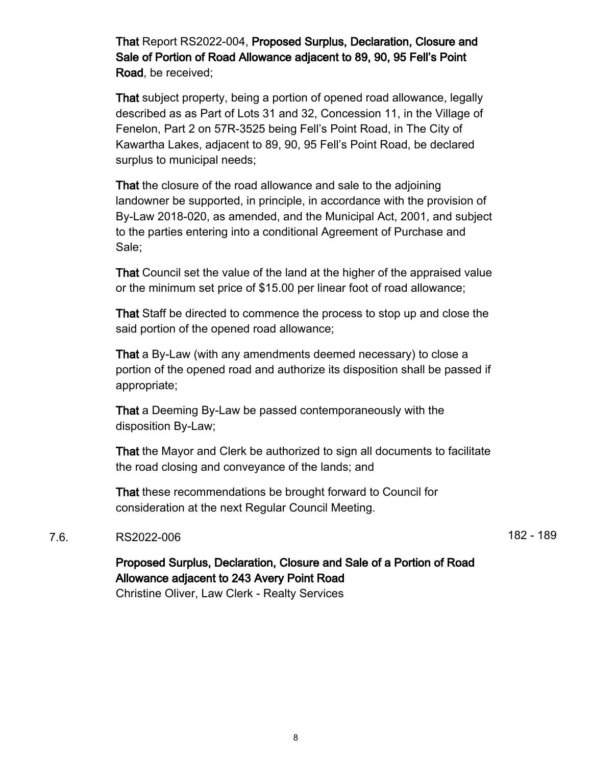**That** Report RS2022-004, **Proposed Surplus, Declaration, Closure and Sale of Portion of Road Allowance adjacent to 89, 90, 95 Fell's Point Road**, be received;

**That** subject property, being a portion of opened road allowance, legally described as as Part of Lots 31 and 32, Concession 11, in the Village of Fenelon, Part 2 on 57R-3525 being Fell's Point Road, in The City of Kawartha Lakes, adjacent to 89, 90, 95 Fell's Point Road, be declared surplus to municipal needs;

**That** the closure of the road allowance and sale to the adjoining landowner be supported, in principle, in accordance with the provision of By-Law 2018-020, as amended, and the Municipal Act, 2001, and subject to the parties entering into a conditional Agreement of Purchase and Sale;

**That** Council set the value of the land at the higher of the appraised value or the minimum set price of $15.00 per linear foot of road allowance;

**That** Staff be directed to commence the process to stop up and close the said portion of the opened road allowance;

**That** a By-Law (with any amendments deemed necessary) to close a portion of the opened road and authorize its disposition shall be passed if appropriate;

**That** a Deeming By-Law be passed contemporaneously with the disposition By-Law;

**That** the Mayor and Clerk be authorized to sign all documents to facilitate the road closing and conveyance of the lands; and

**That** these recommendations be brought forward to Council for consideration at the next Regular Council Meeting.

7.6. RS2022-006 182 - 189

**Proposed Surplus, Declaration, Closure and Sale of a Portion of Road Allowance adjacent to 243 Avery Point Road**
Christine Oliver, Law Clerk - Realty Services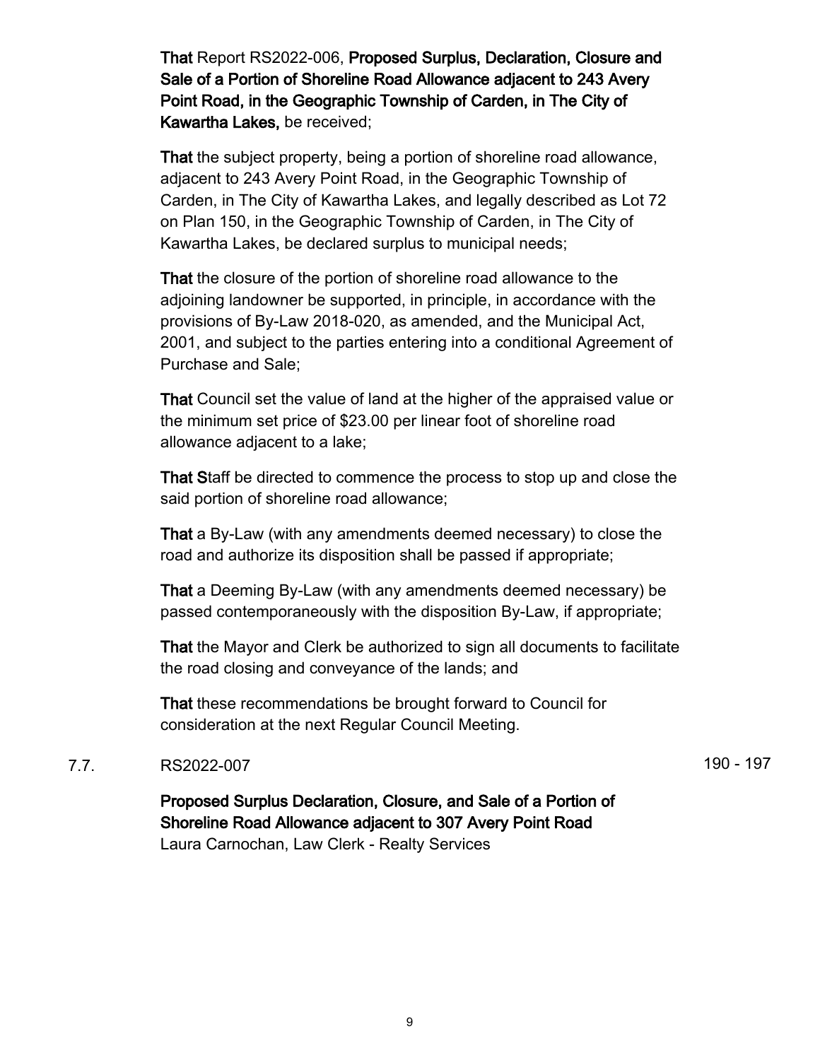**That** Report RS2022-006, **Proposed Surplus, Declaration, Closure and Sale of a Portion of Shoreline Road Allowance adjacent to 243 Avery Point Road, in the Geographic Township of Carden, in The City of Kawartha Lakes,** be received;

**That** the subject property, being a portion of shoreline road allowance, adjacent to 243 Avery Point Road, in the Geographic Township of Carden, in The City of Kawartha Lakes, and legally described as Lot 72 on Plan 150, in the Geographic Township of Carden, in The City of Kawartha Lakes, be declared surplus to municipal needs;

**That** the closure of the portion of shoreline road allowance to the adjoining landowner be supported, in principle, in accordance with the provisions of By-Law 2018-020, as amended, and the Municipal Act, 2001, and subject to the parties entering into a conditional Agreement of Purchase and Sale;

**That** Council set the value of land at the higher of the appraised value or the minimum set price of $23.00 per linear foot of shoreline road allowance adjacent to a lake;

**That S**taff be directed to commence the process to stop up and close the said portion of shoreline road allowance;

**That** a By-Law (with any amendments deemed necessary) to close the road and authorize its disposition shall be passed if appropriate;

**That** a Deeming By-Law (with any amendments deemed necessary) be passed contemporaneously with the disposition By-Law, if appropriate;

**That** the Mayor and Clerk be authorized to sign all documents to facilitate the road closing and conveyance of the lands; and

**That** these recommendations be brought forward to Council for consideration at the next Regular Council Meeting.

7.7. RS2022-007 190 - 197

**Proposed Surplus Declaration, Closure, and Sale of a Portion of Shoreline Road Allowance adjacent to 307 Avery Point Road**
Laura Carnochan, Law Clerk - Realty Services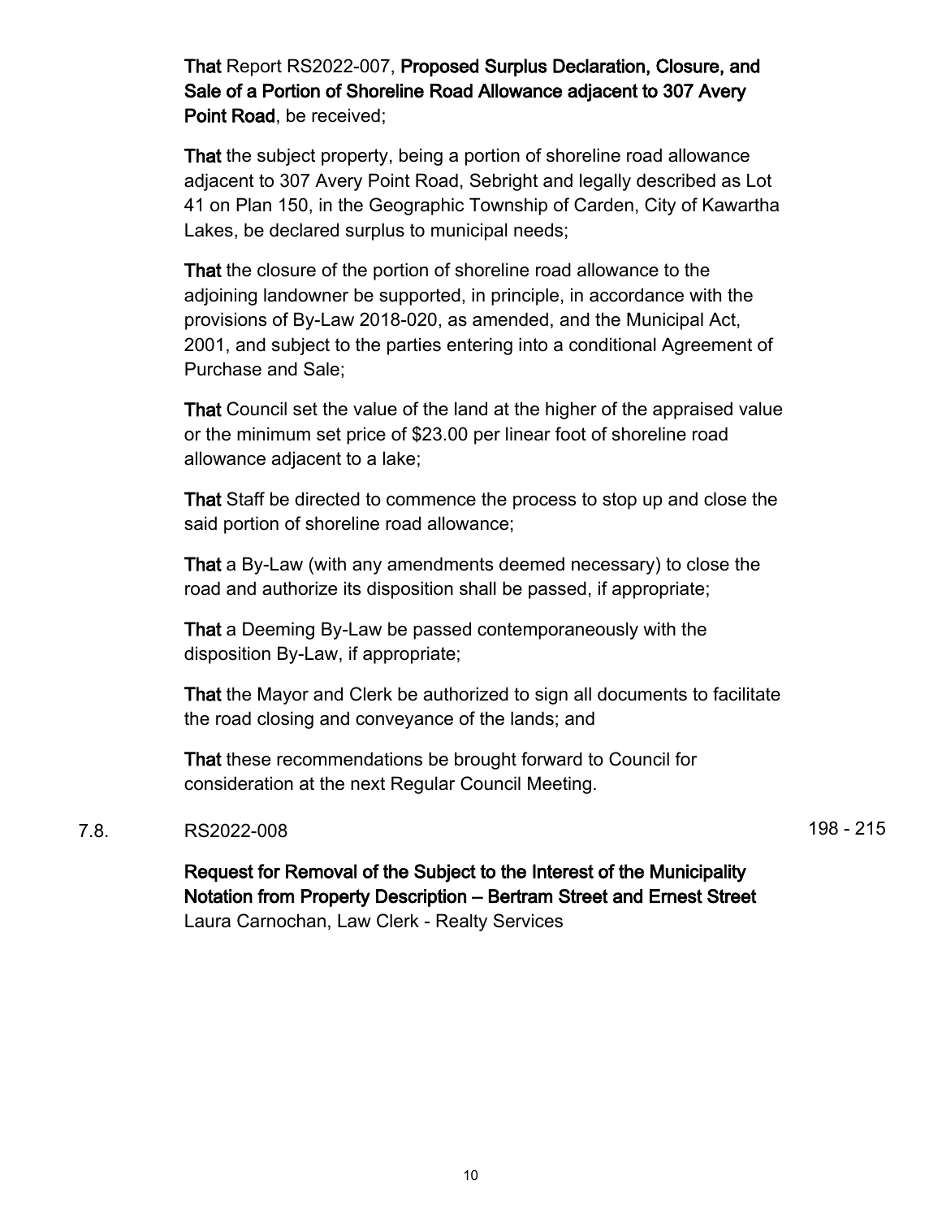**That** Report RS2022-007, **Proposed Surplus Declaration, Closure, and Sale of a Portion of Shoreline Road Allowance adjacent to 307 Avery Point Road**, be received;

**That** the subject property, being a portion of shoreline road allowance adjacent to 307 Avery Point Road, Sebright and legally described as Lot 41 on Plan 150, in the Geographic Township of Carden, City of Kawartha Lakes, be declared surplus to municipal needs;

**That** the closure of the portion of shoreline road allowance to the adjoining landowner be supported, in principle, in accordance with the provisions of By-Law 2018-020, as amended, and the Municipal Act, 2001, and subject to the parties entering into a conditional Agreement of Purchase and Sale;

**That** Council set the value of the land at the higher of the appraised value or the minimum set price of $23.00 per linear foot of shoreline road allowance adjacent to a lake;

**That** Staff be directed to commence the process to stop up and close the said portion of shoreline road allowance;

**That** a By-Law (with any amendments deemed necessary) to close the road and authorize its disposition shall be passed, if appropriate;

**That** a Deeming By-Law be passed contemporaneously with the disposition By-Law, if appropriate;

**That** the Mayor and Clerk be authorized to sign all documents to facilitate the road closing and conveyance of the lands; and

**That** these recommendations be brought forward to Council for consideration at the next Regular Council Meeting.

7.8. RS2022-008 198 - 215

**Request for Removal of the Subject to the Interest of the Municipality Notation from Property Description – Bertram Street and Ernest Street**
Laura Carnochan, Law Clerk - Realty Services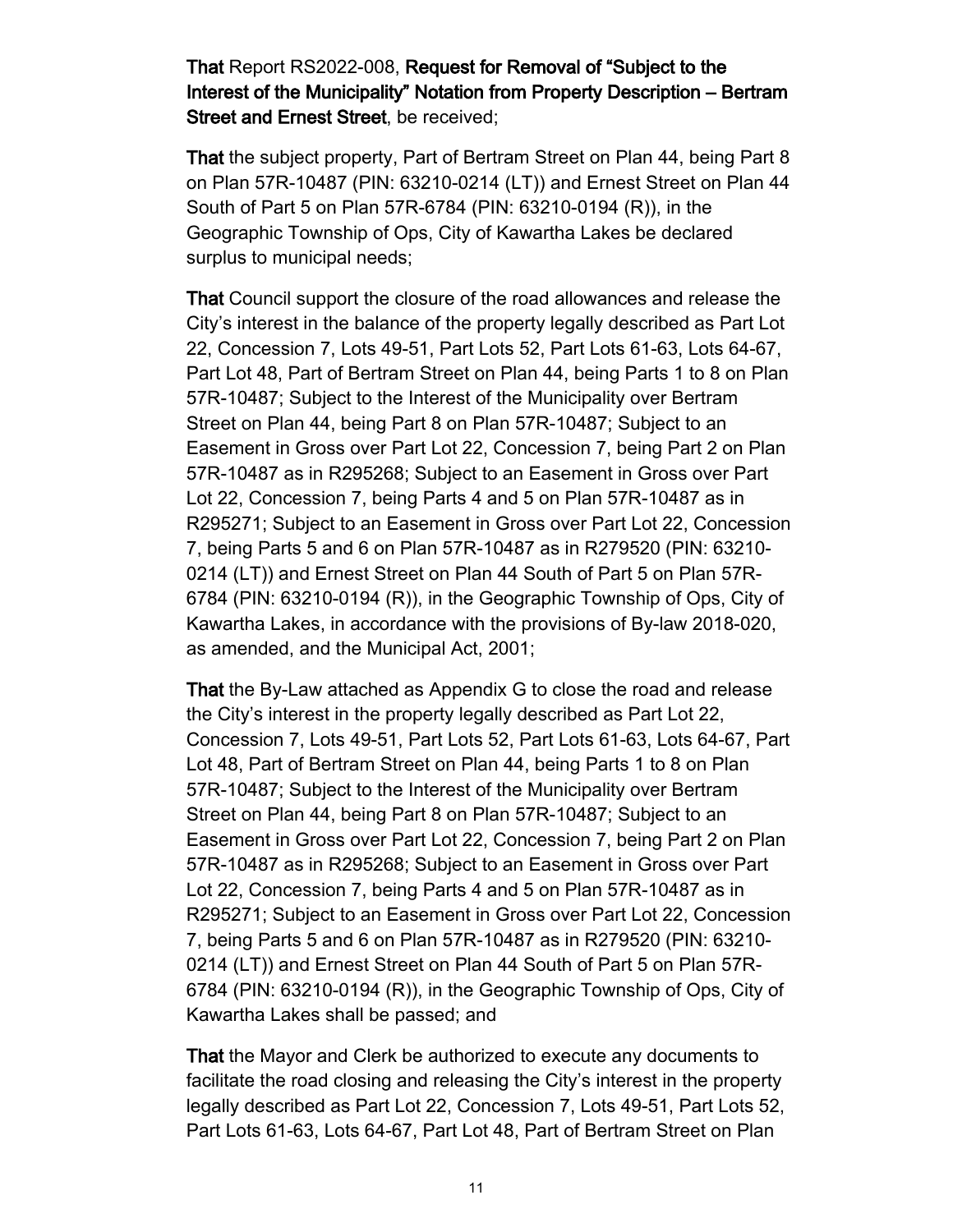**That** Report RS2022-008, **Request for Removal of "Subject to the Interest of the Municipality" Notation from Property Description – Bertram Street and Ernest Street**, be received;

**That** the subject property, Part of Bertram Street on Plan 44, being Part 8 on Plan 57R-10487 (PIN: 63210-0214 (LT)) and Ernest Street on Plan 44 South of Part 5 on Plan 57R-6784 (PIN: 63210-0194 (R)), in the Geographic Township of Ops, City of Kawartha Lakes be declared surplus to municipal needs;

**That** Council support the closure of the road allowances and release the City's interest in the balance of the property legally described as Part Lot 22, Concession 7, Lots 49-51, Part Lots 52, Part Lots 61-63, Lots 64-67, Part Lot 48, Part of Bertram Street on Plan 44, being Parts 1 to 8 on Plan 57R-10487; Subject to the Interest of the Municipality over Bertram Street on Plan 44, being Part 8 on Plan 57R-10487; Subject to an Easement in Gross over Part Lot 22, Concession 7, being Part 2 on Plan 57R-10487 as in R295268; Subject to an Easement in Gross over Part Lot 22, Concession 7, being Parts 4 and 5 on Plan 57R-10487 as in R295271; Subject to an Easement in Gross over Part Lot 22, Concession 7, being Parts 5 and 6 on Plan 57R-10487 as in R279520 (PIN: 63210-0214 (LT)) and Ernest Street on Plan 44 South of Part 5 on Plan 57R-6784 (PIN: 63210-0194 (R)), in the Geographic Township of Ops, City of Kawartha Lakes, in accordance with the provisions of By-law 2018-020, as amended, and the Municipal Act, 2001;

**That** the By-Law attached as Appendix G to close the road and release the City's interest in the property legally described as Part Lot 22, Concession 7, Lots 49-51, Part Lots 52, Part Lots 61-63, Lots 64-67, Part Lot 48, Part of Bertram Street on Plan 44, being Parts 1 to 8 on Plan 57R-10487; Subject to the Interest of the Municipality over Bertram Street on Plan 44, being Part 8 on Plan 57R-10487; Subject to an Easement in Gross over Part Lot 22, Concession 7, being Part 2 on Plan 57R-10487 as in R295268; Subject to an Easement in Gross over Part Lot 22, Concession 7, being Parts 4 and 5 on Plan 57R-10487 as in R295271; Subject to an Easement in Gross over Part Lot 22, Concession 7, being Parts 5 and 6 on Plan 57R-10487 as in R279520 (PIN: 63210-0214 (LT)) and Ernest Street on Plan 44 South of Part 5 on Plan 57R-6784 (PIN: 63210-0194 (R)), in the Geographic Township of Ops, City of Kawartha Lakes shall be passed; and

**That** the Mayor and Clerk be authorized to execute any documents to facilitate the road closing and releasing the City's interest in the property legally described as Part Lot 22, Concession 7, Lots 49-51, Part Lots 52, Part Lots 61-63, Lots 64-67, Part Lot 48, Part of Bertram Street on Plan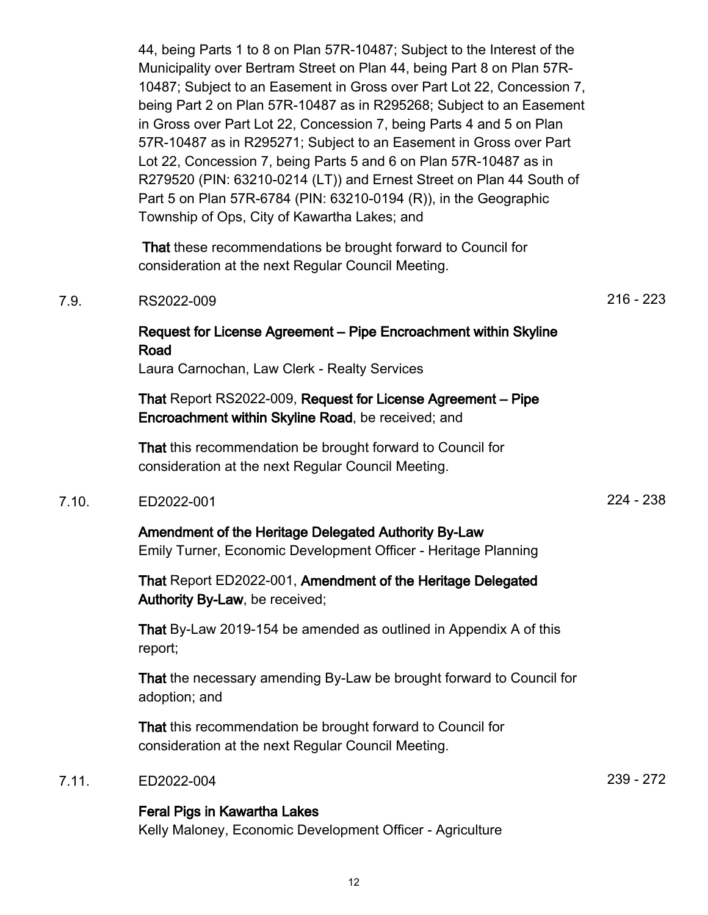44, being Parts 1 to 8 on Plan 57R-10487; Subject to the Interest of the Municipality over Bertram Street on Plan 44, being Part 8 on Plan 57R-10487; Subject to an Easement in Gross over Part Lot 22, Concession 7, being Part 2 on Plan 57R-10487 as in R295268; Subject to an Easement in Gross over Part Lot 22, Concession 7, being Parts 4 and 5 on Plan 57R-10487 as in R295271; Subject to an Easement in Gross over Part Lot 22, Concession 7, being Parts 5 and 6 on Plan 57R-10487 as in R279520 (PIN: 63210-0214 (LT)) and Ernest Street on Plan 44 South of Part 5 on Plan 57R-6784 (PIN: 63210-0194 (R)), in the Geographic Township of Ops, City of Kawartha Lakes; and

**That** these recommendations be brought forward to Council for consideration at the next Regular Council Meeting.

7.9. RS2022-009 — 216 - 223

**Request for License Agreement – Pipe Encroachment within Skyline Road**
Laura Carnochan, Law Clerk - Realty Services

**That** Report RS2022-009, **Request for License Agreement – Pipe Encroachment within Skyline Road**, be received; and

**That** this recommendation be brought forward to Council for consideration at the next Regular Council Meeting.

7.10. ED2022-001 — 224 - 238

**Amendment of the Heritage Delegated Authority By-Law**
Emily Turner, Economic Development Officer - Heritage Planning

**That** Report ED2022-001, **Amendment of the Heritage Delegated Authority By-Law**, be received;

**That** By-Law 2019-154 be amended as outlined in Appendix A of this report;

**That** the necessary amending By-Law be brought forward to Council for adoption; and

**That** this recommendation be brought forward to Council for consideration at the next Regular Council Meeting.

7.11. ED2022-004 — 239 - 272

**Feral Pigs in Kawartha Lakes**
Kelly Maloney, Economic Development Officer - Agriculture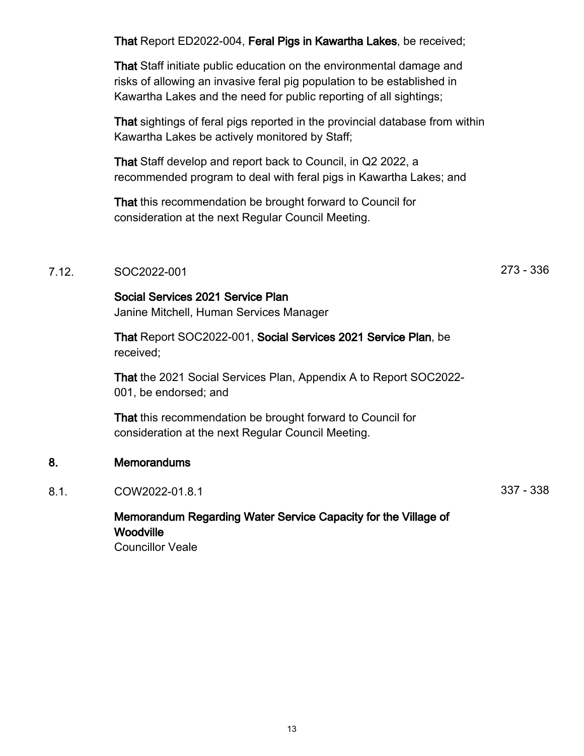**That** Report ED2022-004, **Feral Pigs in Kawartha Lakes**, be received;

**That** Staff initiate public education on the environmental damage and risks of allowing an invasive feral pig population to be established in Kawartha Lakes and the need for public reporting of all sightings;

**That** sightings of feral pigs reported in the provincial database from within Kawartha Lakes be actively monitored by Staff;

**That** Staff develop and report back to Council, in Q2 2022, a recommended program to deal with feral pigs in Kawartha Lakes; and

**That** this recommendation be brought forward to Council for consideration at the next Regular Council Meeting.

7.12. SOC2022-001 273 - 336

**Social Services 2021 Service Plan**
Janine Mitchell, Human Services Manager

**That** Report SOC2022-001, **Social Services 2021 Service Plan**, be received;

**That** the 2021 Social Services Plan, Appendix A to Report SOC2022-001, be endorsed; and

**That** this recommendation be brought forward to Council for consideration at the next Regular Council Meeting.

## 8. Memorandums

8.1. COW2022-01.8.1 337 - 338

**Memorandum Regarding Water Service Capacity for the Village of Woodville**
Councillor Veale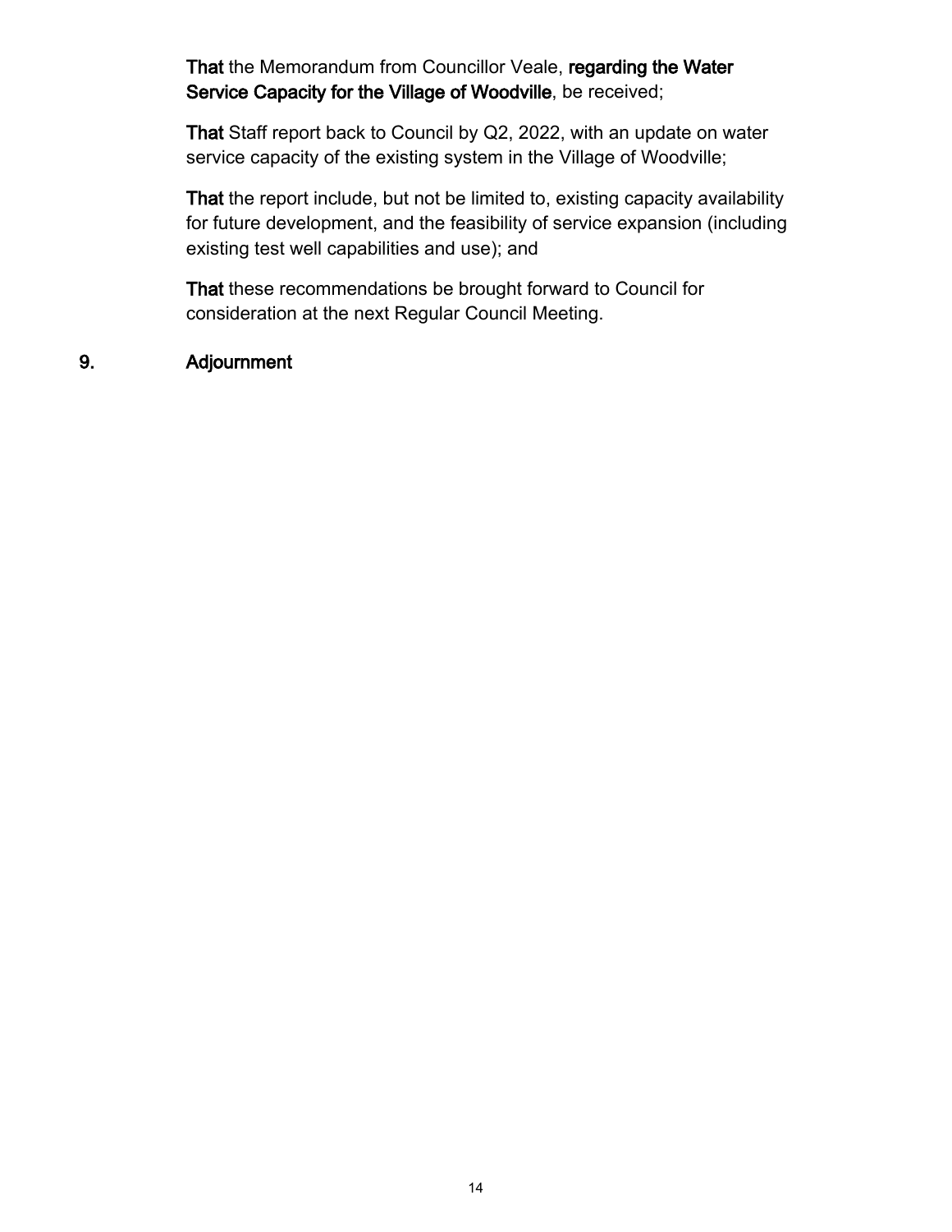**That** the Memorandum from Councillor Veale, **regarding the Water Service Capacity for the Village of Woodville**, be received;

**That** Staff report back to Council by Q2, 2022, with an update on water service capacity of the existing system in the Village of Woodville;

**That** the report include, but not be limited to, existing capacity availability for future development, and the feasibility of service expansion (including existing test well capabilities and use); and

**That** these recommendations be brought forward to Council for consideration at the next Regular Council Meeting.

## 9. Adjournment